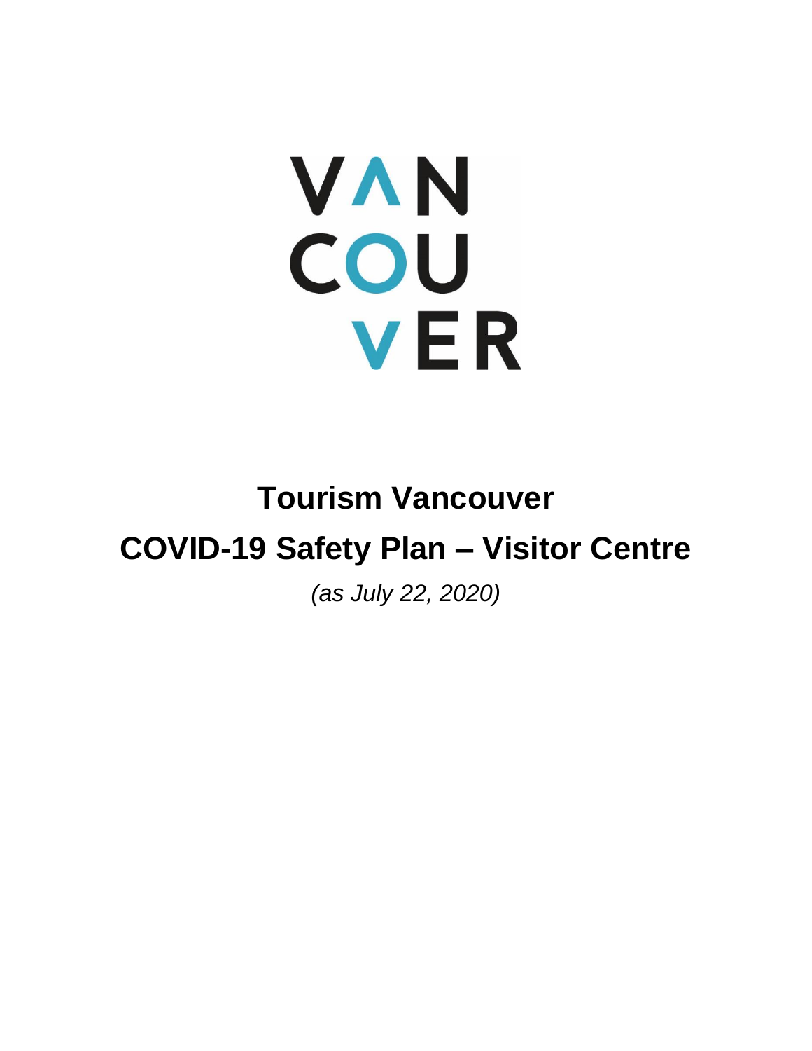VAN
COU
VER

# Tourism Vancouver

# COVID-19 Safety Plan – Visitor Centre

*(as July 22, 2020)*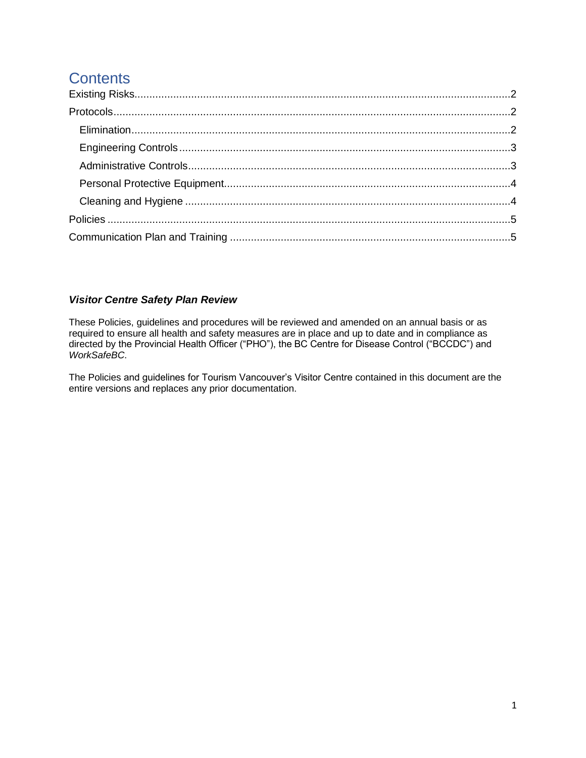# Contents

Existing Risks.....2

Protocols.....2

- Elimination.....2
- Engineering Controls.....3
- Administrative Controls.....3
- Personal Protective Equipment.....4
- Cleaning and Hygiene.....4

Policies.....5

Communication Plan and Training.....5

***Visitor Centre Safety Plan Review***

These Policies, guidelines and procedures will be reviewed and amended on an annual basis or as required to ensure all health and safety measures are in place and up to date and in compliance as directed by the Provincial Health Officer ("PHO"), the BC Centre for Disease Control ("BCCDC") and *WorkSafeBC*.

The Policies and guidelines for Tourism Vancouver's Visitor Centre contained in this document are the entire versions and replaces any prior documentation.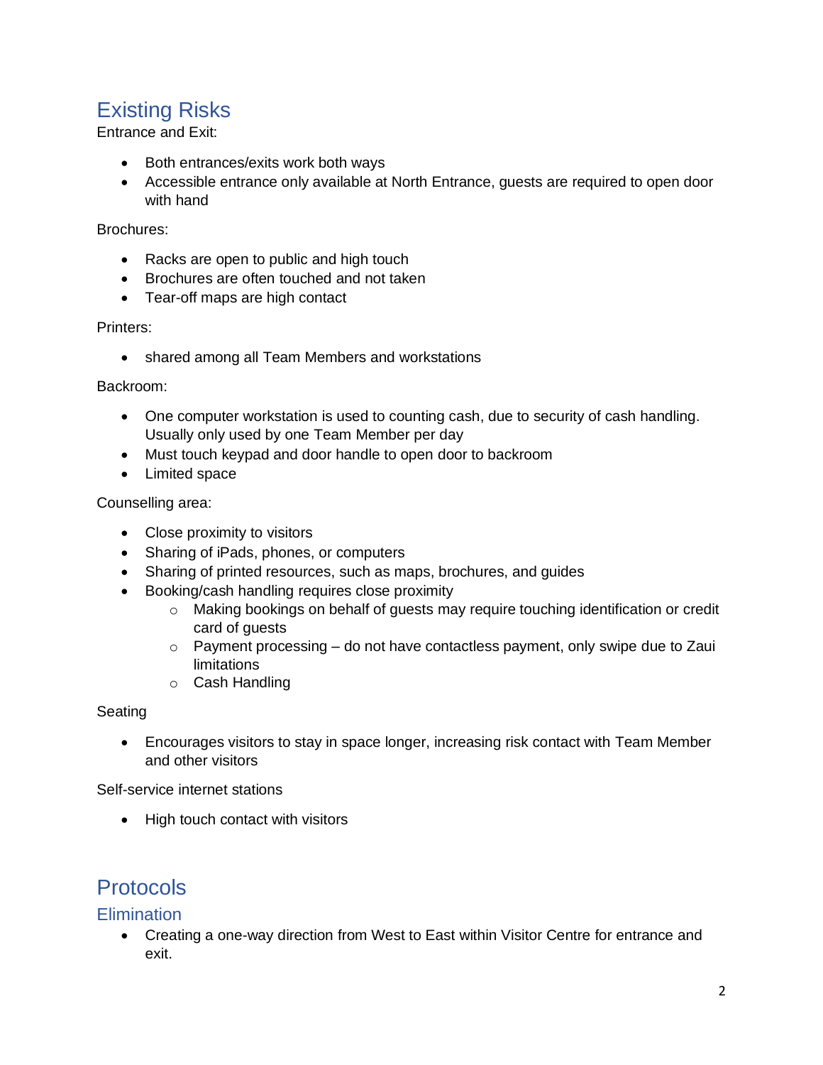## Existing Risks

Entrance and Exit:

- Both entrances/exits work both ways
- Accessible entrance only available at North Entrance, guests are required to open door with hand

Brochures:

- Racks are open to public and high touch
- Brochures are often touched and not taken
- Tear-off maps are high contact

Printers:

- shared among all Team Members and workstations

Backroom:

- One computer workstation is used to counting cash, due to security of cash handling. Usually only used by one Team Member per day
- Must touch keypad and door handle to open door to backroom
- Limited space

Counselling area:

- Close proximity to visitors
- Sharing of iPads, phones, or computers
- Sharing of printed resources, such as maps, brochures, and guides
- Booking/cash handling requires close proximity
  - Making bookings on behalf of guests may require touching identification or credit card of guests
  - Payment processing – do not have contactless payment, only swipe due to Zaui limitations
  - Cash Handling

Seating

- Encourages visitors to stay in space longer, increasing risk contact with Team Member and other visitors

Self-service internet stations

- High touch contact with visitors

## Protocols

### Elimination

- Creating a one-way direction from West to East within Visitor Centre for entrance and exit.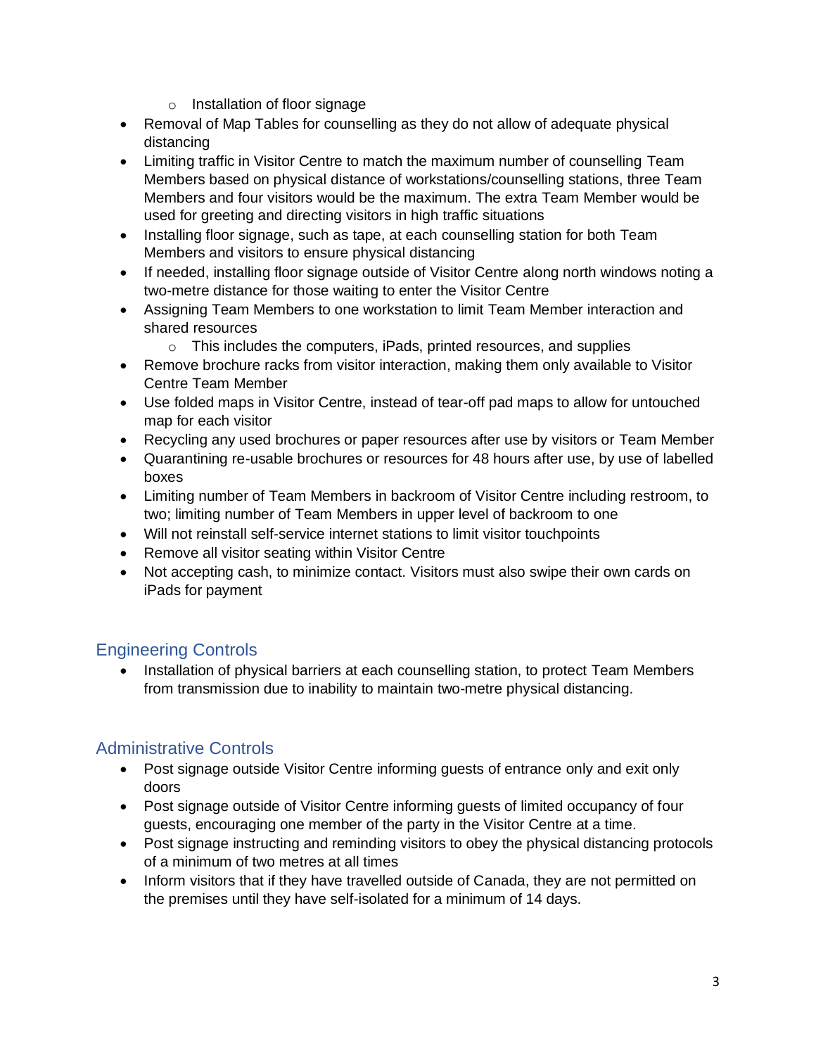- Installation of floor signage
- Removal of Map Tables for counselling as they do not allow of adequate physical distancing
- Limiting traffic in Visitor Centre to match the maximum number of counselling Team Members based on physical distance of workstations/counselling stations, three Team Members and four visitors would be the maximum. The extra Team Member would be used for greeting and directing visitors in high traffic situations
- Installing floor signage, such as tape, at each counselling station for both Team Members and visitors to ensure physical distancing
- If needed, installing floor signage outside of Visitor Centre along north windows noting a two-metre distance for those waiting to enter the Visitor Centre
- Assigning Team Members to one workstation to limit Team Member interaction and shared resources
    - This includes the computers, iPads, printed resources, and supplies
- Remove brochure racks from visitor interaction, making them only available to Visitor Centre Team Member
- Use folded maps in Visitor Centre, instead of tear-off pad maps to allow for untouched map for each visitor
- Recycling any used brochures or paper resources after use by visitors or Team Member
- Quarantining re-usable brochures or resources for 48 hours after use, by use of labelled boxes
- Limiting number of Team Members in backroom of Visitor Centre including restroom, to two; limiting number of Team Members in upper level of backroom to one
- Will not reinstall self-service internet stations to limit visitor touchpoints
- Remove all visitor seating within Visitor Centre
- Not accepting cash, to minimize contact. Visitors must also swipe their own cards on iPads for payment

## Engineering Controls

- Installation of physical barriers at each counselling station, to protect Team Members from transmission due to inability to maintain two-metre physical distancing.

## Administrative Controls

- Post signage outside Visitor Centre informing guests of entrance only and exit only doors
- Post signage outside of Visitor Centre informing guests of limited occupancy of four guests, encouraging one member of the party in the Visitor Centre at a time.
- Post signage instructing and reminding visitors to obey the physical distancing protocols of a minimum of two metres at all times
- Inform visitors that if they have travelled outside of Canada, they are not permitted on the premises until they have self-isolated for a minimum of 14 days.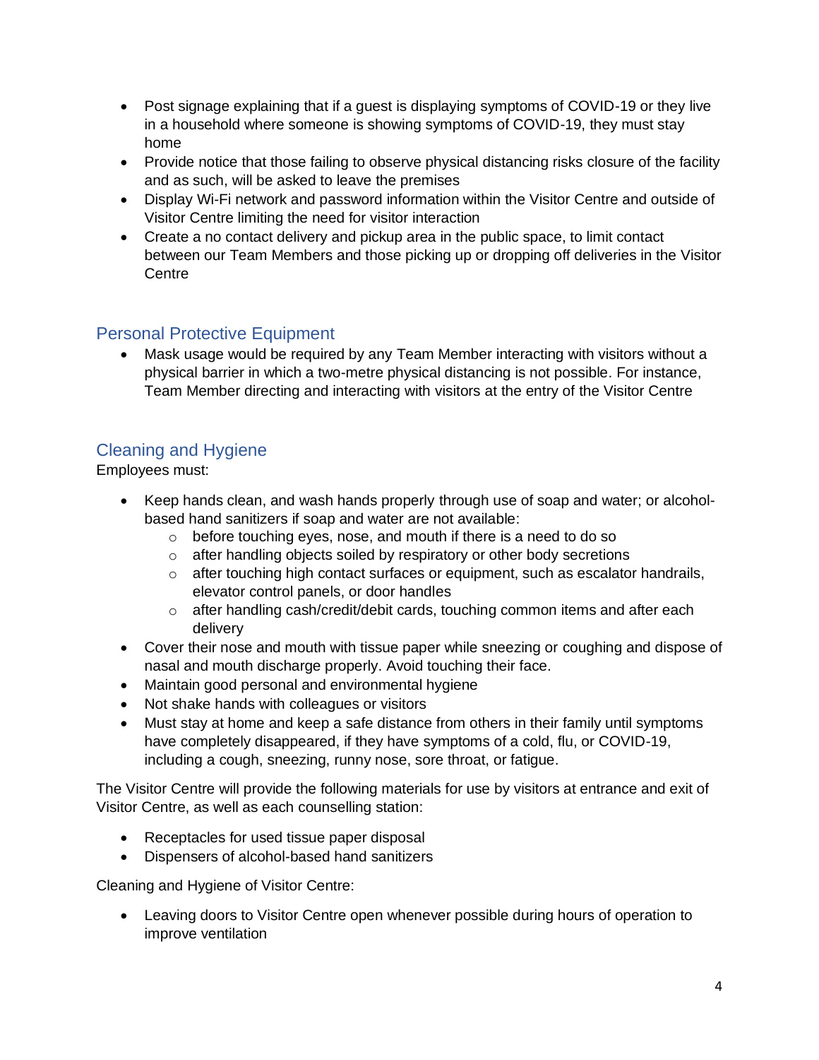- Post signage explaining that if a guest is displaying symptoms of COVID-19 or they live in a household where someone is showing symptoms of COVID-19, they must stay home
- Provide notice that those failing to observe physical distancing risks closure of the facility and as such, will be asked to leave the premises
- Display Wi-Fi network and password information within the Visitor Centre and outside of Visitor Centre limiting the need for visitor interaction
- Create a no contact delivery and pickup area in the public space, to limit contact between our Team Members and those picking up or dropping off deliveries in the Visitor Centre

## Personal Protective Equipment

- Mask usage would be required by any Team Member interacting with visitors without a physical barrier in which a two-metre physical distancing is not possible. For instance, Team Member directing and interacting with visitors at the entry of the Visitor Centre

## Cleaning and Hygiene

Employees must:

- Keep hands clean, and wash hands properly through use of soap and water; or alcohol-based hand sanitizers if soap and water are not available:
    - before touching eyes, nose, and mouth if there is a need to do so
    - after handling objects soiled by respiratory or other body secretions
    - after touching high contact surfaces or equipment, such as escalator handrails, elevator control panels, or door handles
    - after handling cash/credit/debit cards, touching common items and after each delivery
- Cover their nose and mouth with tissue paper while sneezing or coughing and dispose of nasal and mouth discharge properly. Avoid touching their face.
- Maintain good personal and environmental hygiene
- Not shake hands with colleagues or visitors
- Must stay at home and keep a safe distance from others in their family until symptoms have completely disappeared, if they have symptoms of a cold, flu, or COVID-19, including a cough, sneezing, runny nose, sore throat, or fatigue.

The Visitor Centre will provide the following materials for use by visitors at entrance and exit of Visitor Centre, as well as each counselling station:

- Receptacles for used tissue paper disposal
- Dispensers of alcohol-based hand sanitizers

Cleaning and Hygiene of Visitor Centre:

- Leaving doors to Visitor Centre open whenever possible during hours of operation to improve ventilation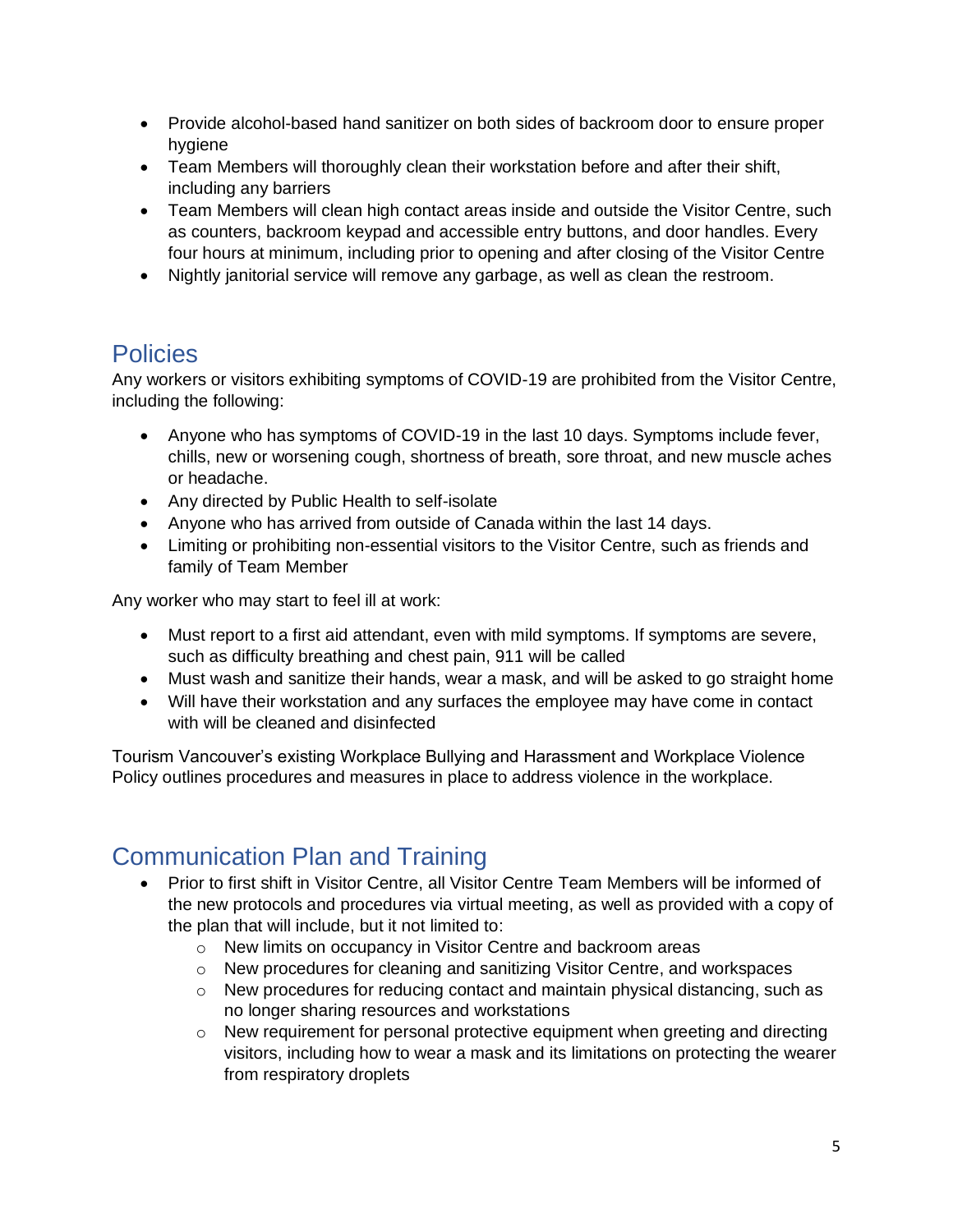- Provide alcohol-based hand sanitizer on both sides of backroom door to ensure proper hygiene
- Team Members will thoroughly clean their workstation before and after their shift, including any barriers
- Team Members will clean high contact areas inside and outside the Visitor Centre, such as counters, backroom keypad and accessible entry buttons, and door handles. Every four hours at minimum, including prior to opening and after closing of the Visitor Centre
- Nightly janitorial service will remove any garbage, as well as clean the restroom.

## Policies

Any workers or visitors exhibiting symptoms of COVID-19 are prohibited from the Visitor Centre, including the following:

- Anyone who has symptoms of COVID-19 in the last 10 days. Symptoms include fever, chills, new or worsening cough, shortness of breath, sore throat, and new muscle aches or headache.
- Any directed by Public Health to self-isolate
- Anyone who has arrived from outside of Canada within the last 14 days.
- Limiting or prohibiting non-essential visitors to the Visitor Centre, such as friends and family of Team Member

Any worker who may start to feel ill at work:

- Must report to a first aid attendant, even with mild symptoms. If symptoms are severe, such as difficulty breathing and chest pain, 911 will be called
- Must wash and sanitize their hands, wear a mask, and will be asked to go straight home
- Will have their workstation and any surfaces the employee may have come in contact with will be cleaned and disinfected

Tourism Vancouver's existing Workplace Bullying and Harassment and Workplace Violence Policy outlines procedures and measures in place to address violence in the workplace.

## Communication Plan and Training

- Prior to first shift in Visitor Centre, all Visitor Centre Team Members will be informed of the new protocols and procedures via virtual meeting, as well as provided with a copy of the plan that will include, but it not limited to:
    - New limits on occupancy in Visitor Centre and backroom areas
    - New procedures for cleaning and sanitizing Visitor Centre, and workspaces
    - New procedures for reducing contact and maintain physical distancing, such as no longer sharing resources and workstations
    - New requirement for personal protective equipment when greeting and directing visitors, including how to wear a mask and its limitations on protecting the wearer from respiratory droplets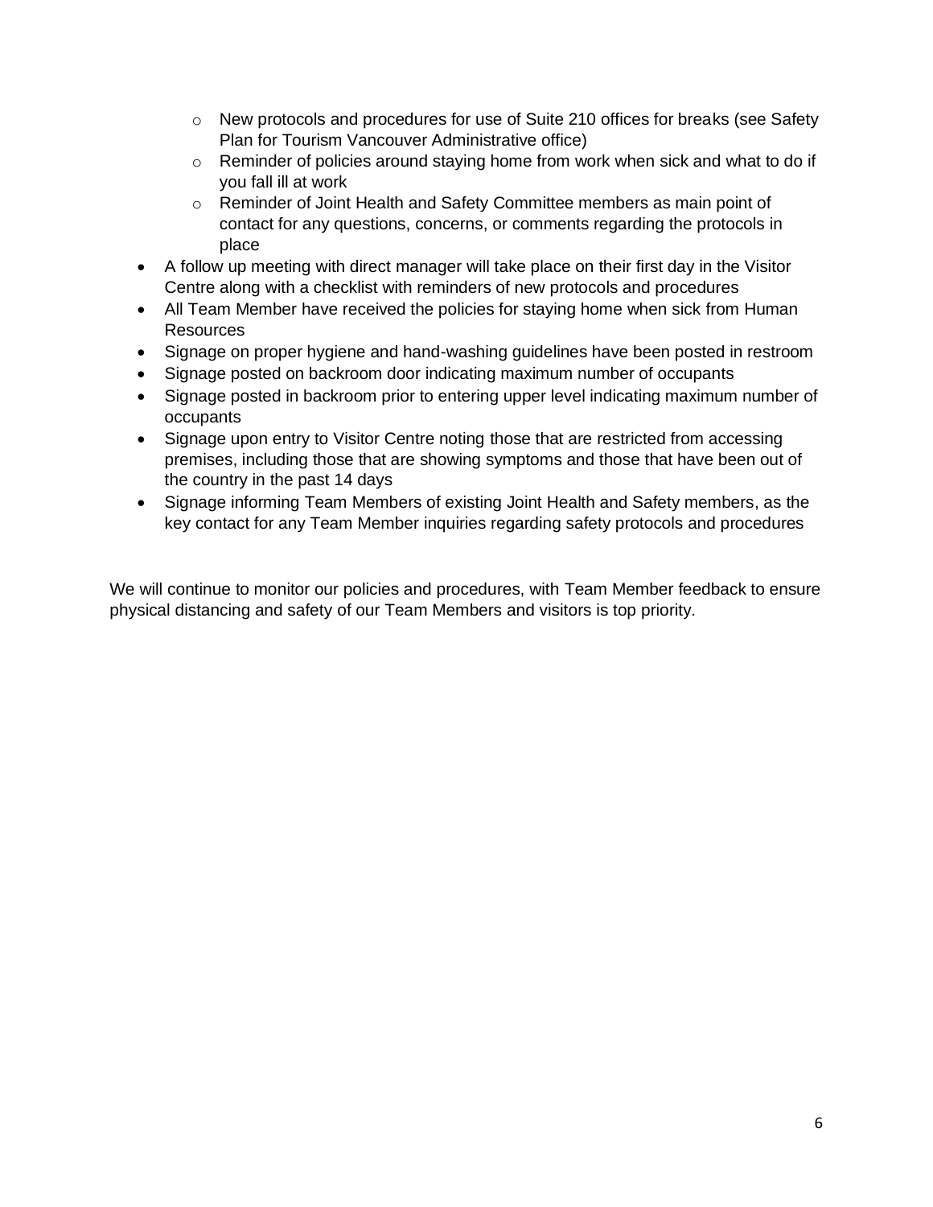- New protocols and procedures for use of Suite 210 offices for breaks (see Safety Plan for Tourism Vancouver Administrative office)
    - Reminder of policies around staying home from work when sick and what to do if you fall ill at work
    - Reminder of Joint Health and Safety Committee members as main point of contact for any questions, concerns, or comments regarding the protocols in place
- A follow up meeting with direct manager will take place on their first day in the Visitor Centre along with a checklist with reminders of new protocols and procedures
- All Team Member have received the policies for staying home when sick from Human Resources
- Signage on proper hygiene and hand-washing guidelines have been posted in restroom
- Signage posted on backroom door indicating maximum number of occupants
- Signage posted in backroom prior to entering upper level indicating maximum number of occupants
- Signage upon entry to Visitor Centre noting those that are restricted from accessing premises, including those that are showing symptoms and those that have been out of the country in the past 14 days
- Signage informing Team Members of existing Joint Health and Safety members, as the key contact for any Team Member inquiries regarding safety protocols and procedures

We will continue to monitor our policies and procedures, with Team Member feedback to ensure physical distancing and safety of our Team Members and visitors is top priority.